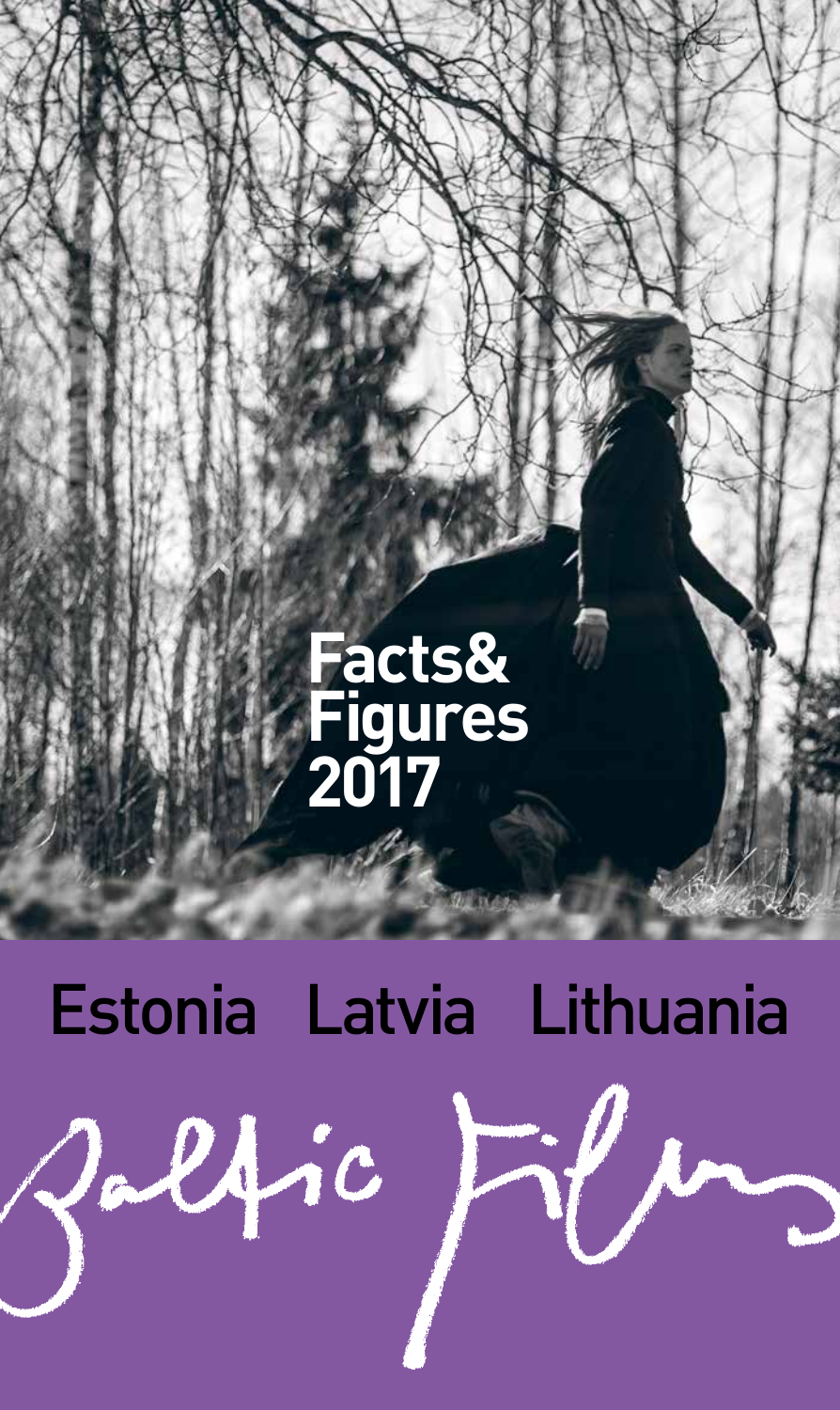# Facts& Figures 2017

Estonia Latvia Lithuania

Baltic Films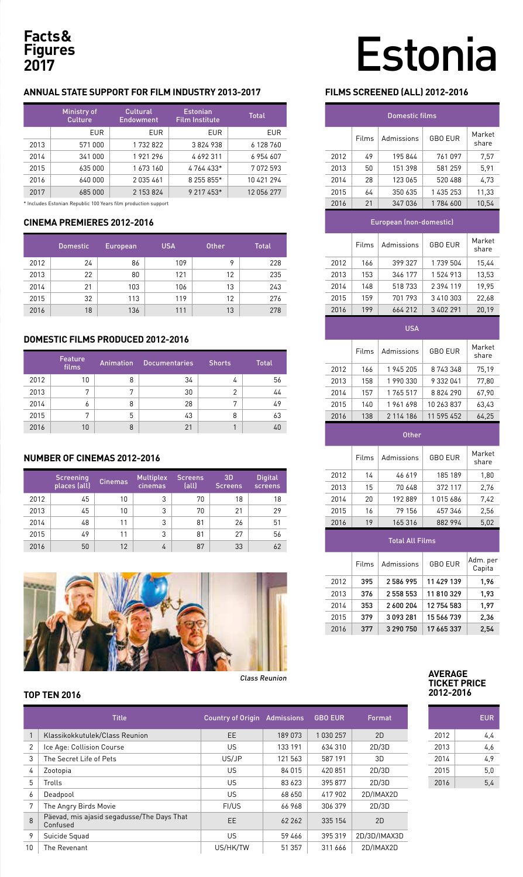# Facts & Figures 2017

# Estonia

## ANNUAL STATE SUPPORT FOR FILM INDUSTRY 2013-2017

| | Ministry of Culture | Cultural Endowment | Estonian Film Institute | Total |
|---|---|---|---|---|
| | EUR | EUR | EUR | EUR |
| 2013 | 571 000 | 1 732 822 | 3 824 938 | 6 128 760 |
| 2014 | 341 000 | 1 921 296 | 4 692 311 | 6 954 607 |
| 2015 | 635 000 | 1 673 160 | 4 764 433* | 7 072 593 |
| 2016 | 640 000 | 2 035 461 | 8 255 855* | 10 421 294 |
| 2017 | 685 000 | 2 153 824 | 9 217 453* | 12 056 277 |

\* Includes Estonian Republic 100 Years film production support

## CINEMA PREMIERES 2012-2016

| | Domestic | European | USA | Other | Total |
|---|---|---|---|---|---|
| 2012 | 24 | 86 | 109 | 9 | 228 |
| 2013 | 22 | 80 | 121 | 12 | 235 |
| 2014 | 21 | 103 | 106 | 13 | 243 |
| 2015 | 32 | 113 | 119 | 12 | 276 |
| 2016 | 18 | 136 | 111 | 13 | 278 |

## DOMESTIC FILMS PRODUCED 2012-2016

| | Feature films | Animation | Documentaries | Shorts | Total |
|---|---|---|---|---|---|
| 2012 | 10 | 8 | 34 | 4 | 56 |
| 2013 | 7 | 7 | 30 | 2 | 44 |
| 2014 | 6 | 8 | 28 | 7 | 49 |
| 2015 | 7 | 5 | 43 | 8 | 63 |
| 2016 | 10 | 8 | 21 | 1 | 40 |

## NUMBER OF CINEMAS 2012-2016

| | Screening places (all) | Cinemas | Multiplex cinemas | Screens (all) | 3D Screens | Digital screens |
|---|---|---|---|---|---|---|
| 2012 | 45 | 10 | 3 | 70 | 18 | 18 |
| 2013 | 45 | 10 | 3 | 70 | 21 | 29 |
| 2014 | 48 | 11 | 3 | 81 | 26 | 51 |
| 2015 | 49 | 11 | 3 | 81 | 27 | 56 |
| 2016 | 50 | 12 | 4 | 87 | 33 | 62 |

*Class Reunion*

## FILMS SCREENED (ALL) 2012-2016

| Domestic films | | | | |
|---|---|---|---|---|
| | Films | Admissions | GBO EUR | Market share |
| 2012 | 49 | 195 844 | 761 097 | 7,57 |
| 2013 | 50 | 151 398 | 581 259 | 5,91 |
| 2014 | 28 | 123 065 | 520 488 | 4,73 |
| 2015 | 64 | 350 635 | 1 435 253 | 11,33 |
| 2016 | 21 | 347 036 | 1 784 600 | 10,54 |
| **European (non-domestic)** | | | | |
| | Films | Admissions | GBO EUR | Market share |
| 2012 | 166 | 399 327 | 1 739 504 | 15,44 |
| 2013 | 153 | 346 177 | 1 524 913 | 13,53 |
| 2014 | 148 | 518 733 | 2 394 119 | 19,95 |
| 2015 | 159 | 701 793 | 3 410 303 | 22,68 |
| 2016 | 199 | 664 212 | 3 402 291 | 20,19 |
| **USA** | | | | |
| | Films | Admissions | GBO EUR | Market share |
| 2012 | 166 | 1 945 205 | 8 743 348 | 75,19 |
| 2013 | 158 | 1 990 330 | 9 332 041 | 77,80 |
| 2014 | 157 | 1 765 517 | 8 824 290 | 67,90 |
| 2015 | 140 | 1 961 698 | 10 263 837 | 63,43 |
| 2016 | 138 | 2 114 186 | 11 595 452 | 64,25 |
| **Other** | | | | |
| | Films | Admissions | GBO EUR | Market share |
| 2012 | 14 | 46 619 | 185 189 | 1,80 |
| 2013 | 15 | 70 648 | 372 117 | 2,76 |
| 2014 | 20 | 192 889 | 1 015 686 | 7,42 |
| 2015 | 16 | 79 156 | 457 346 | 2,56 |
| 2016 | 19 | 165 316 | 882 994 | 5,02 |
| **Total All Films** | | | | |
| | Films | Admissions | GBO EUR | Adm. per Capita |
| 2012 | **395** | **2 586 995** | **11 429 139** | **1,96** |
| 2013 | **376** | **2 558 553** | **11 810 329** | **1,93** |
| 2014 | **353** | **2 600 204** | **12 754 583** | **1,97** |
| 2015 | **379** | **3 093 281** | **15 566 739** | **2,36** |
| 2016 | **377** | **3 290 750** | **17 665 337** | **2,54** |

## TOP TEN 2016

| | Title | Country of Origin | Admissions | GBO EUR | Format |
|---|---|---|---|---|---|
| 1 | Klassikokkutulek/Class Reunion | EE | 189 073 | 1 030 257 | 2D |
| 2 | Ice Age: Collision Course | US | 133 191 | 634 310 | 2D/3D |
| 3 | The Secret Life of Pets | US/JP | 121 563 | 587 191 | 3D |
| 4 | Zootopia | US | 84 015 | 420 851 | 2D/3D |
| 5 | Trolls | US | 83 623 | 395 877 | 2D/3D |
| 6 | Deadpool | US | 68 650 | 417 902 | 2D/IMAX2D |
| 7 | The Angry Birds Movie | FI/US | 66 968 | 306 379 | 2D/3D |
| 8 | Päevad, mis ajasid segadusse/The Days That Confused | EE | 62 262 | 335 154 | 2D |
| 9 | Suicide Squad | US | 59 466 | 395 319 | 2D/3D/IMAX3D |
| 10 | The Revenant | US/HK/TW | 51 357 | 311 666 | 2D/IMAX2D |

## AVERAGE TICKET PRICE 2012-2016

| | EUR |
|---|---|
| 2012 | 4,4 |
| 2013 | 4,6 |
| 2014 | 4,9 |
| 2015 | 5,0 |
| 2016 | 5,4 |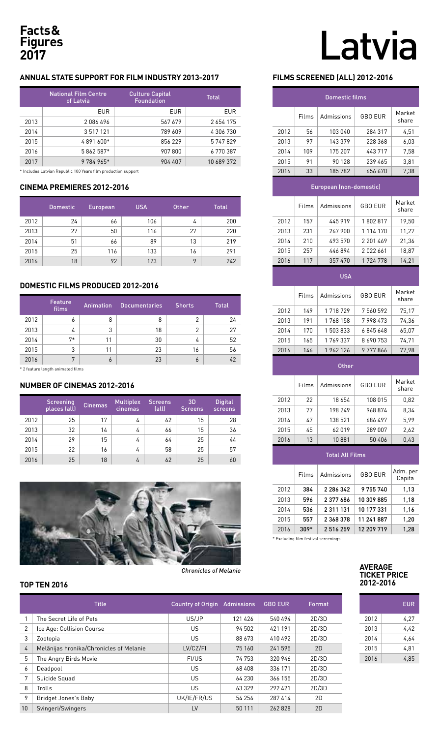# Facts & Figures 2017

# Latvia

## ANNUAL STATE SUPPORT FOR FILM INDUSTRY 2013-2017

| | National Film Centre of Latvia | Culture Capital Foundation | Total |
|---|---|---|---|
| | EUR | EUR | EUR |
| 2013 | 2 086 496 | 567 679 | 2 654 175 |
| 2014 | 3 517 121 | 789 609 | 4 306 730 |
| 2015 | 4 891 600* | 856 229 | 5 747 829 |
| 2016 | 5 862 587* | 907 800 | 6 770 387 |
| 2017 | 9 784 965* | 904 407 | 10 689 372 |

\* Includes Latvian Republic 100 Years film production support

## CINEMA PREMIERES 2012-2016

| | Domestic | European | USA | Other | Total |
|---|---|---|---|---|---|
| 2012 | 24 | 66 | 106 | 4 | 200 |
| 2013 | 27 | 50 | 116 | 27 | 220 |
| 2014 | 51 | 66 | 89 | 13 | 219 |
| 2015 | 25 | 116 | 133 | 16 | 291 |
| 2016 | 18 | 92 | 123 | 9 | 242 |

## DOMESTIC FILMS PRODUCED 2012-2016

| | Feature films | Animation | Documentaries | Shorts | Total |
|---|---|---|---|---|---|
| 2012 | 6 | 8 | 8 | 2 | 24 |
| 2013 | 4 | 3 | 18 | 2 | 27 |
| 2014 | 7* | 11 | 30 | 4 | 52 |
| 2015 | 3 | 11 | 23 | 16 | 56 |
| 2016 | 7 | 6 | 23 | 6 | 42 |

\* 2 feature length animated films

## NUMBER OF CINEMAS 2012-2016

| | Screening places (all) | Cinemas | Multiplex cinemas | Screens (all) | 3D Screens | Digital screens |
|---|---|---|---|---|---|---|
| 2012 | 25 | 17 | 4 | 62 | 15 | 28 |
| 2013 | 32 | 14 | 4 | 66 | 15 | 36 |
| 2014 | 29 | 15 | 4 | 64 | 25 | 44 |
| 2015 | 22 | 16 | 4 | 58 | 25 | 57 |
| 2016 | 25 | 18 | 4 | 62 | 25 | 60 |

*Chronicles of Melanie*

## FILMS SCREENED (ALL) 2012-2016

| Domestic films | | | | |
|---|---|---|---|---|
| | Films | Admissions | GBO EUR | Market share |
| 2012 | 56 | 103 040 | 284 317 | 4,51 |
| 2013 | 97 | 143 379 | 228 368 | 6,03 |
| 2014 | 109 | 175 207 | 443 717 | 7,58 |
| 2015 | 91 | 90 128 | 239 465 | 3,81 |
| 2016 | 33 | 185 782 | 656 670 | 7,38 |
| **European (non-domestic)** | | | | |
| | Films | Admissions | GBO EUR | Market share |
| 2012 | 157 | 445 919 | 1 802 817 | 19,50 |
| 2013 | 231 | 267 900 | 1 114 170 | 11,27 |
| 2014 | 210 | 493 570 | 2 201 469 | 21,36 |
| 2015 | 257 | 446 894 | 2 022 661 | 18,87 |
| 2016 | 117 | 357 470 | 1 724 778 | 14,21 |
| **USA** | | | | |
| | Films | Admissions | GBO EUR | Market share |
| 2012 | 149 | 1 718 729 | 7 560 592 | 75,17 |
| 2013 | 191 | 1 768 158 | 7 998 473 | 74,36 |
| 2014 | 170 | 1 503 833 | 6 845 648 | 65,07 |
| 2015 | 165 | 1 769 337 | 8 690 753 | 74,71 |
| 2016 | 146 | 1 962 126 | 9 777 866 | 77,98 |
| **Other** | | | | |
| | Films | Admissions | GBO EUR | Market share |
| 2012 | 22 | 18 654 | 108 015 | 0,82 |
| 2013 | 77 | 198 249 | 968 874 | 8,34 |
| 2014 | 47 | 138 521 | 686 497 | 5,99 |
| 2015 | 45 | 62 019 | 289 007 | 2,62 |
| 2016 | 13 | 10 881 | 50 406 | 0,43 |
| **Total All Films** | | | | |
| | Films | Admissions | GBO EUR | Adm. per Capita |
| 2012 | **384** | **2 286 342** | **9 755 740** | **1,13** |
| 2013 | **596** | **2 377 686** | **10 309 885** | **1,18** |
| 2014 | **536** | **2 311 131** | **10 177 331** | **1,16** |
| 2015 | **557** | **2 368 378** | **11 241 887** | **1,20** |
| 2016 | **309*** | **2 516 259** | **12 209 719** | **1,28** |

\* Excluding film festival screenings

## TOP TEN 2016

| | Title | Country of Origin | Admissions | GBO EUR | Format |
|---|---|---|---|---|---|
| 1 | The Secret Life of Pets | US/JP | 121 426 | 540 494 | 2D/3D |
| 2 | Ice Age: Collision Course | US | 94 502 | 421 191 | 2D/3D |
| 3 | Zootopia | US | 88 673 | 410 492 | 2D/3D |
| 4 | Melānijas hronika/Chronicles of Melanie | LV/CZ/FI | 75 160 | 241 595 | 2D |
| 5 | The Angry Birds Movie | FI/US | 74 753 | 320 946 | 2D/3D |
| 6 | Deadpool | US | 68 408 | 336 171 | 2D/3D |
| 7 | Suicide Squad | US | 64 230 | 366 155 | 2D/3D |
| 8 | Trolls | US | 63 329 | 292 421 | 2D/3D |
| 9 | Bridget Jones's Baby | UK/IE/FR/US | 54 256 | 287 414 | 2D |
| 10 | Svingeri/Swingers | LV | 50 111 | 262 828 | 2D |

## AVERAGE TICKET PRICE 2012-2016

| | EUR |
|---|---|
| 2012 | 4,27 |
| 2013 | 4,42 |
| 2014 | 4,64 |
| 2015 | 4,81 |
| 2016 | 4,85 |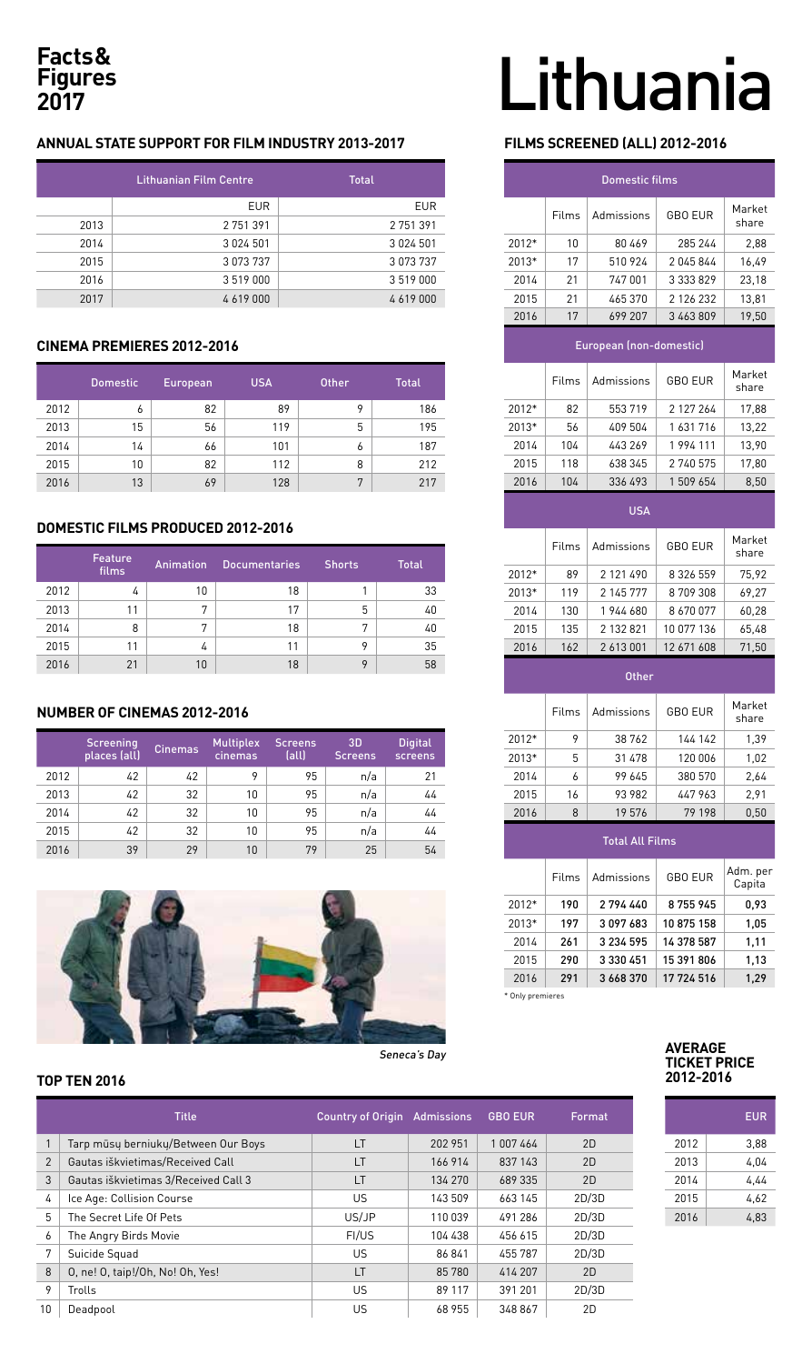# Facts & Figures 2017

# Lithuania

## ANNUAL STATE SUPPORT FOR FILM INDUSTRY 2013-2017

| | Lithuanian Film Centre | Total |
|---|---|---|
| | EUR | EUR |
| 2013 | 2 751 391 | 2 751 391 |
| 2014 | 3 024 501 | 3 024 501 |
| 2015 | 3 073 737 | 3 073 737 |
| 2016 | 3 519 000 | 3 519 000 |
| 2017 | 4 619 000 | 4 619 000 |

## CINEMA PREMIERES 2012-2016

| | Domestic | European | USA | Other | Total |
|---|---|---|---|---|---|
| 2012 | 6 | 82 | 89 | 9 | 186 |
| 2013 | 15 | 56 | 119 | 5 | 195 |
| 2014 | 14 | 66 | 101 | 6 | 187 |
| 2015 | 10 | 82 | 112 | 8 | 212 |
| 2016 | 13 | 69 | 128 | 7 | 217 |

## DOMESTIC FILMS PRODUCED 2012-2016

| | Feature films | Animation | Documentaries | Shorts | Total |
|---|---|---|---|---|---|
| 2012 | 4 | 10 | 18 | 1 | 33 |
| 2013 | 11 | 7 | 17 | 5 | 40 |
| 2014 | 8 | 7 | 18 | 7 | 40 |
| 2015 | 11 | 4 | 11 | 9 | 35 |
| 2016 | 21 | 10 | 18 | 9 | 58 |

## NUMBER OF CINEMAS 2012-2016

| | Screening places (all) | Cinemas | Multiplex cinemas | Screens (all) | 3D Screens | Digital screens |
|---|---|---|---|---|---|---|
| 2012 | 42 | 42 | 9 | 95 | n/a | 21 |
| 2013 | 42 | 32 | 10 | 95 | n/a | 44 |
| 2014 | 42 | 32 | 10 | 95 | n/a | 44 |
| 2015 | 42 | 32 | 10 | 95 | n/a | 44 |
| 2016 | 39 | 29 | 10 | 79 | 25 | 54 |

*Seneca's Day*

## FILMS SCREENED (ALL) 2012-2016

| Domestic films | | | | |
|---|---|---|---|---|
| | Films | Admissions | GBO EUR | Market share |
| 2012* | 10 | 80 469 | 285 244 | 2,88 |
| 2013* | 17 | 510 924 | 2 045 844 | 16,49 |
| 2014 | 21 | 747 001 | 3 333 829 | 23,18 |
| 2015 | 21 | 465 370 | 2 126 232 | 13,81 |
| 2016 | 17 | 699 207 | 3 463 809 | 19,50 |
| **European (non-domestic)** | | | | |
| | Films | Admissions | GBO EUR | Market share |
| 2012* | 82 | 553 719 | 2 127 264 | 17,88 |
| 2013* | 56 | 409 504 | 1 631 716 | 13,22 |
| 2014 | 104 | 443 269 | 1 994 111 | 13,90 |
| 2015 | 118 | 638 345 | 2 740 575 | 17,80 |
| 2016 | 104 | 336 493 | 1 509 654 | 8,50 |
| **USA** | | | | |
| | Films | Admissions | GBO EUR | Market share |
| 2012* | 89 | 2 121 490 | 8 326 559 | 75,92 |
| 2013* | 119 | 2 145 777 | 8 709 308 | 69,27 |
| 2014 | 130 | 1 944 680 | 8 670 077 | 60,28 |
| 2015 | 135 | 2 132 821 | 10 077 136 | 65,48 |
| 2016 | 162 | 2 613 001 | 12 671 608 | 71,50 |
| **Other** | | | | |
| | Films | Admissions | GBO EUR | Market share |
| 2012* | 9 | 38 762 | 144 142 | 1,39 |
| 2013* | 5 | 31 478 | 120 006 | 1,02 |
| 2014 | 6 | 99 645 | 380 570 | 2,64 |
| 2015 | 16 | 93 982 | 447 963 | 2,91 |
| 2016 | 8 | 19 576 | 79 198 | 0,50 |
| **Total All Films** | | | | |
| | Films | Admissions | GBO EUR | Adm. per Capita |
| 2012* | **190** | **2 794 440** | **8 755 945** | **0,93** |
| 2013* | **197** | **3 097 683** | **10 875 158** | **1,05** |
| 2014 | **261** | **3 234 595** | **14 378 587** | **1,11** |
| 2015 | **290** | **3 330 451** | **15 391 806** | **1,13** |
| 2016 | **291** | **3 668 370** | **17 724 516** | **1,29** |

\* Only premieres

## TOP TEN 2016

| | Title | Country of Origin | Admissions | GBO EUR | Format |
|---|---|---|---|---|---|
| 1 | Tarp mūsų berniukų/Between Our Boys | LT | 202 951 | 1 007 464 | 2D |
| 2 | Gautas iškvietimas/Received Call | LT | 166 914 | 837 143 | 2D |
| 3 | Gautas iškvietimas 3/Received Call 3 | LT | 134 270 | 689 335 | 2D |
| 4 | Ice Age: Collision Course | US | 143 509 | 663 145 | 2D/3D |
| 5 | The Secret Life Of Pets | US/JP | 110 039 | 491 286 | 2D/3D |
| 6 | The Angry Birds Movie | FI/US | 104 438 | 456 615 | 2D/3D |
| 7 | Suicide Squad | US | 86 841 | 455 787 | 2D/3D |
| 8 | O, ne! O, taip!/Oh, No! Oh, Yes! | LT | 85 780 | 414 207 | 2D |
| 9 | Trolls | US | 89 117 | 391 201 | 2D/3D |
| 10 | Deadpool | US | 68 955 | 348 867 | 2D |

## AVERAGE TICKET PRICE 2012-2016

| | EUR |
|---|---|
| 2012 | 3,88 |
| 2013 | 4,04 |
| 2014 | 4,44 |
| 2015 | 4,62 |
| 2016 | 4,83 |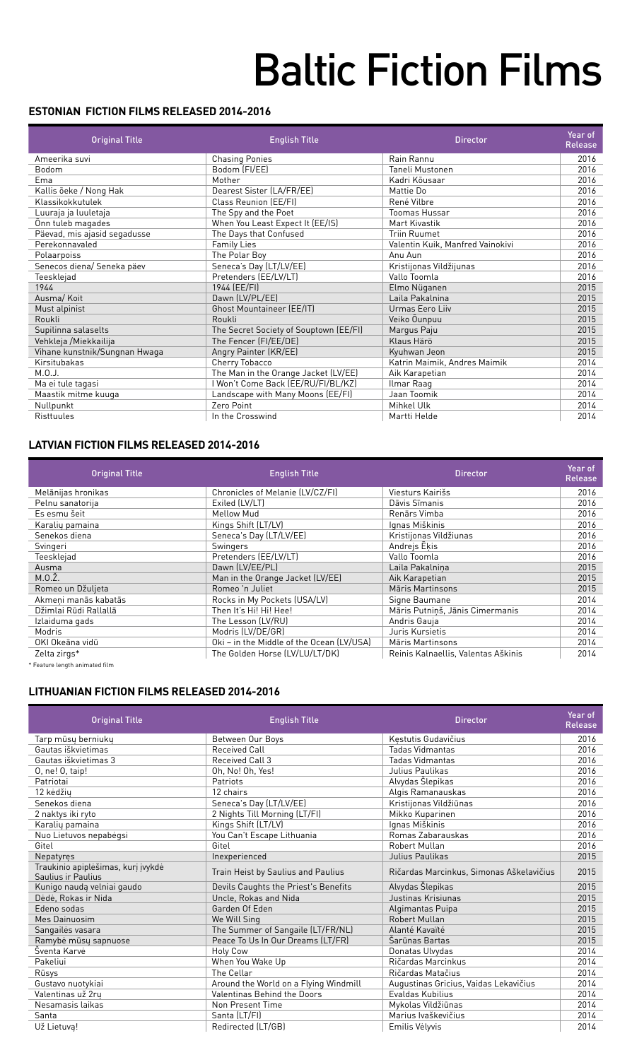# Baltic Fiction Films

## ESTONIAN FICTION FILMS RELEASED 2014-2016

| Original Title | English Title | Director | Year of Release |
|---|---|---|---|
| Ameerika suvi | Chasing Ponies | Rain Rannu | 2016 |
| Bodom | Bodom (FI/EE) | Taneli Mustonen | 2016 |
| Ema | Mother | Kadri Kõusaar | 2016 |
| Kallis õeke / Nong Hak | Dearest Sister (LA/FR/EE) | Mattie Do | 2016 |
| Klassikokkutulek | Class Reunion (EE/FI) | René Vilbre | 2016 |
| Luuraja ja luuletaja | The Spy and the Poet | Toomas Hussar | 2016 |
| Õnn tuleb magades | When You Least Expect It (EE/IS) | Mart Kivastik | 2016 |
| Päevad, mis ajasid segadusse | The Days that Confused | Triin Ruumet | 2016 |
| Perekonnavaled | Family Lies | Valentin Kuik, Manfred Vainokivi | 2016 |
| Polaarpoiss | The Polar Boy | Anu Aun | 2016 |
| Senecos diena/ Seneka päev | Seneca's Day (LT/LV/EE) | Kristijonas Vildžijunas | 2016 |
| Teesklejad | Pretenders (EE/LV/LT) | Vallo Toomla | 2016 |
| 1944 | 1944 (EE/FI) | Elmo Nüganen | 2015 |
| Ausma/ Koit | Dawn (LV/PL/EE) | Laila Pakalnina | 2015 |
| Must alpinist | Ghost Mountaineer (EE/IT) | Urmas Eero Liiv | 2015 |
| Roukli | Roukli | Veiko Õunpuu | 2015 |
| Supilinna salaselts | The Secret Society of Souptown (EE/FI) | Margus Paju | 2015 |
| Vehkleja /Miekkailija | The Fencer (FI/EE/DE) | Klaus Härö | 2015 |
| Vihane kunstnik/Sungnan Hwaga | Angry Painter (KR/EE) | Kyuhwan Jeon | 2015 |
| Kirsitubakas | Cherry Tobacco | Katrin Maimik, Andres Maimik | 2014 |
| M.O.J. | The Man in the Orange Jacket (LV/EE) | Aik Karapetian | 2014 |
| Ma ei tule tagasi | I Won't Come Back (EE/RU/FI/BL/KZ) | Ilmar Raag | 2014 |
| Maastik mitme kuuga | Landscape with Many Moons (EE/FI) | Jaan Toomik | 2014 |
| Nullpunkt | Zero Point | Mihkel Ulk | 2014 |
| Risttuules | In the Crosswind | Martti Helde | 2014 |

## LATVIAN FICTION FILMS RELEASED 2014-2016

| Original Title | English Title | Director | Year of Release |
|---|---|---|---|
| Melānijas hronikas | Chronicles of Melanie (LV/CZ/FI) | Viesturs Kairišs | 2016 |
| Pelnu sanatorija | Exiled (LV/LT) | Dāvis Sīmanis | 2016 |
| Es esmu šeit | Mellow Mud | Renārs Vimba | 2016 |
| Karalių pamaina | Kings Shift (LT/LV) | Ignas Miškinis | 2016 |
| Senekos diena | Seneca's Day (LT/LV/EE) | Kristijonas Vildžiunas | 2016 |
| Svingeri | Swingers | Andrejs Ēķis | 2016 |
| Teesklejad | Pretenders (EE/LV/LT) | Vallo Toomla | 2016 |
| Ausma | Dawn (LV/EE/PL) | Laila Pakalniņa | 2015 |
| M.O.Ž. | Man in the Orange Jacket (LV/EE) | Aik Karapetian | 2015 |
| Romeo un Džuljeta | Romeo 'n Juliet | Māris Martinsons | 2015 |
| Akmeņi manās kabatās | Rocks in My Pockets (USA/LV) | Signe Baumane | 2014 |
| Džimlai Rūdi Rallallā | Then It's Hi! Hi! Hee! | Māris Putniņš, Jānis Cimermanis | 2014 |
| Izlaiduma gads | The Lesson (LV/RU) | Andris Gauja | 2014 |
| Modris | Modris (LV/DE/GR) | Juris Kursietis | 2014 |
| OKI Okeāna vidū | Oki – in the Middle of the Ocean (LV/USA) | Māris Martinsons | 2014 |
| Zelta zirgs* | The Golden Horse (LV/LU/LT/DK) | Reinis Kalnaellis, Valentas Aškinis | 2014 |

\* Feature length animated film

## LITHUANIAN FICTION FILMS RELEASED 2014-2016

| Original Title | English Title | Director | Year of Release |
|---|---|---|---|
| Tarp mūsų berniukų | Between Our Boys | Kęstutis Gudavičius | 2016 |
| Gautas iškvietimas | Received Call | Tadas Vidmantas | 2016 |
| Gautas iškvietimas 3 | Received Call 3 | Tadas Vidmantas | 2016 |
| O, ne! O, taip! | Oh, No! Oh, Yes! | Julius Paulikas | 2016 |
| Patriotai | Patriots | Alvydas Šlepikas | 2016 |
| 12 kėdžių | 12 chairs | Algis Ramanauskas | 2016 |
| Senekos diena | Seneca's Day (LT/LV/EE) | Kristijonas Vildžiūnas | 2016 |
| 2 naktys iki ryto | 2 Nights Till Morning (LT/FI) | Mikko Kuparinen | 2016 |
| Karalių pamaina | Kings Shift (LT/LV) | Ignas Miškinis | 2016 |
| Nuo Lietuvos nepabėgsi | You Can't Escape Lithuania | Romas Zabarauskas | 2016 |
| Gitel | Gitel | Robert Mullan | 2016 |
| Nepatyręs | Inexperienced | Julius Paulikas | 2015 |
| Traukinio apiplėšimas, kurį įvykdė Saulius ir Paulius | Train Heist by Saulius and Paulius | Ričardas Marcinkus, Simonas Aškelavičius | 2015 |
| Kunigo naudą velniai gaudo | Devils Caughts the Priest's Benefits | Alvydas Šlepikas | 2015 |
| Dėdė, Rokas ir Nida | Uncle, Rokas and Nida | Justinas Krisiunas | 2015 |
| Edeno sodas | Garden Of Eden | Algimantas Puipa | 2015 |
| Mes Dainuosim | We Will Sing | Robert Mullan | 2015 |
| Sangailės vasara | The Summer of Sangaile (LT/FR/NL) | Alanté Kavaïté | 2015 |
| Ramybė mūsų sapnuose | Peace To Us In Our Dreams (LT/FR) | Šarūnas Bartas | 2015 |
| Šventa Karvė | Holy Cow | Donatas Ulvydas | 2014 |
| Pakeliui | When You Wake Up | Ričardas Marcinkus | 2014 |
| Rūsys | The Cellar | Ričardas Matačius | 2014 |
| Gustavo nuotykiai | Around the World on a Flying Windmill | Augustinas Gricius, Vaidas Lekavičius | 2014 |
| Valentinas už 2rų | Valentinas Behind the Doors | Evaldas Kubilius | 2014 |
| Nesamasis laikas | Non Present Time | Mykolas Vildžiūnas | 2014 |
| Santa | Santa (LT/FI) | Marius Ivaškevičius | 2014 |
| Už Lietuvą! | Redirected (LT/GB) | Emilis Vėlyvis | 2014 |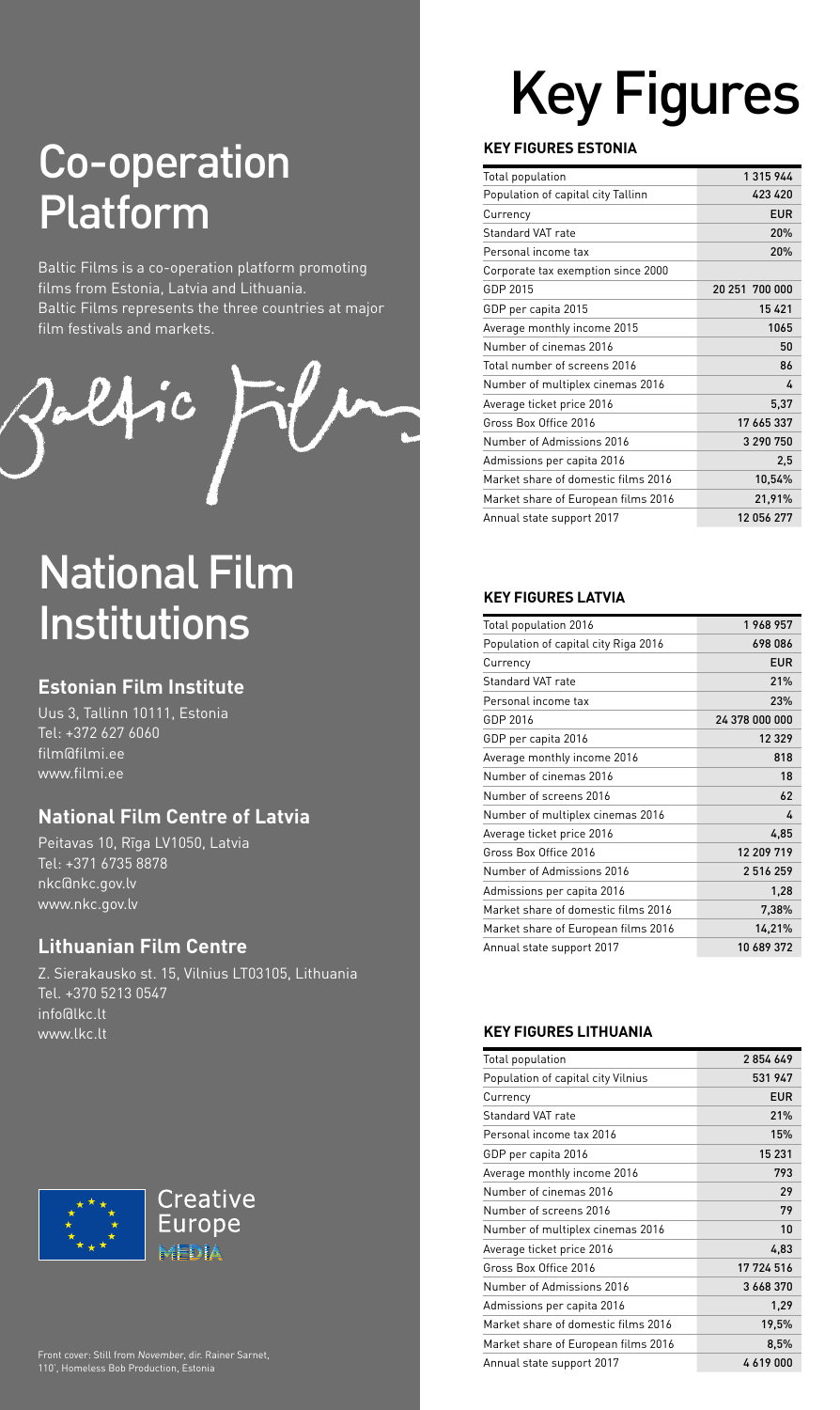# Co-operation Platform

Baltic Films is a co-operation platform promoting films from Estonia, Latvia and Lithuania.
Baltic Films represents the three countries at major film festivals and markets.

# National Film Institutions

## Estonian Film Institute

Uus 3, Tallinn 10111, Estonia
Tel: +372 627 6060
film@filmi.ee
www.filmi.ee

## National Film Centre of Latvia

Peitavas 10, Rīga LV1050, Latvia
Tel: +371 6735 8878
nkc@nkc.gov.lv
www.nkc.gov.lv

## Lithuanian Film Centre

Z. Sierakausko st. 15, Vilnius LT03105, Lithuania
Tel. +370 5213 0547
info@lkc.lt
www.lkc.lt

Creative Europe MEDIA

Front cover: Still from *November*, dir. Rainer Sarnet, 110', Homeless Bob Production, Estonia

# Key Figures

### KEY FIGURES ESTONIA

| | |
|---|---|
| Total population | 1 315 944 |
| Population of capital city Tallinn | 423 420 |
| Currency | EUR |
| Standard VAT rate | 20% |
| Personal income tax | 20% |
| Corporate tax exemption since 2000 | |
| GDP 2015 | 20 251 700 000 |
| GDP per capita 2015 | 15 421 |
| Average monthly income 2015 | 1065 |
| Number of cinemas 2016 | 50 |
| Total number of screens 2016 | 86 |
| Number of multiplex cinemas 2016 | 4 |
| Average ticket price 2016 | 5,37 |
| Gross Box Office 2016 | 17 665 337 |
| Number of Admissions 2016 | 3 290 750 |
| Admissions per capita 2016 | 2,5 |
| Market share of domestic films 2016 | 10,54% |
| Market share of European films 2016 | 21,91% |
| Annual state support 2017 | 12 056 277 |

### KEY FIGURES LATVIA

| | |
|---|---|
| Total population 2016 | 1 968 957 |
| Population of capital city Riga 2016 | 698 086 |
| Currency | EUR |
| Standard VAT rate | 21% |
| Personal income tax | 23% |
| GDP 2016 | 24 378 000 000 |
| GDP per capita 2016 | 12 329 |
| Average monthly income 2016 | 818 |
| Number of cinemas 2016 | 18 |
| Number of screens 2016 | 62 |
| Number of multiplex cinemas 2016 | 4 |
| Average ticket price 2016 | 4,85 |
| Gross Box Office 2016 | 12 209 719 |
| Number of Admissions 2016 | 2 516 259 |
| Admissions per capita 2016 | 1,28 |
| Market share of domestic films 2016 | 7,38% |
| Market share of European films 2016 | 14,21% |
| Annual state support 2017 | 10 689 372 |

### KEY FIGURES LITHUANIA

| | |
|---|---|
| Total population | 2 854 649 |
| Population of capital city Vilnius | 531 947 |
| Currency | EUR |
| Standard VAT rate | 21% |
| Personal income tax 2016 | 15% |
| GDP per capita 2016 | 15 231 |
| Average monthly income 2016 | 793 |
| Number of cinemas 2016 | 29 |
| Number of screens 2016 | 79 |
| Number of multiplex cinemas 2016 | 10 |
| Average ticket price 2016 | 4,83 |
| Gross Box Office 2016 | 17 724 516 |
| Number of Admissions 2016 | 3 668 370 |
| Admissions per capita 2016 | 1,29 |
| Market share of domestic films 2016 | 19,5% |
| Market share of European films 2016 | 8,5% |
| Annual state support 2017 | 4 619 000 |